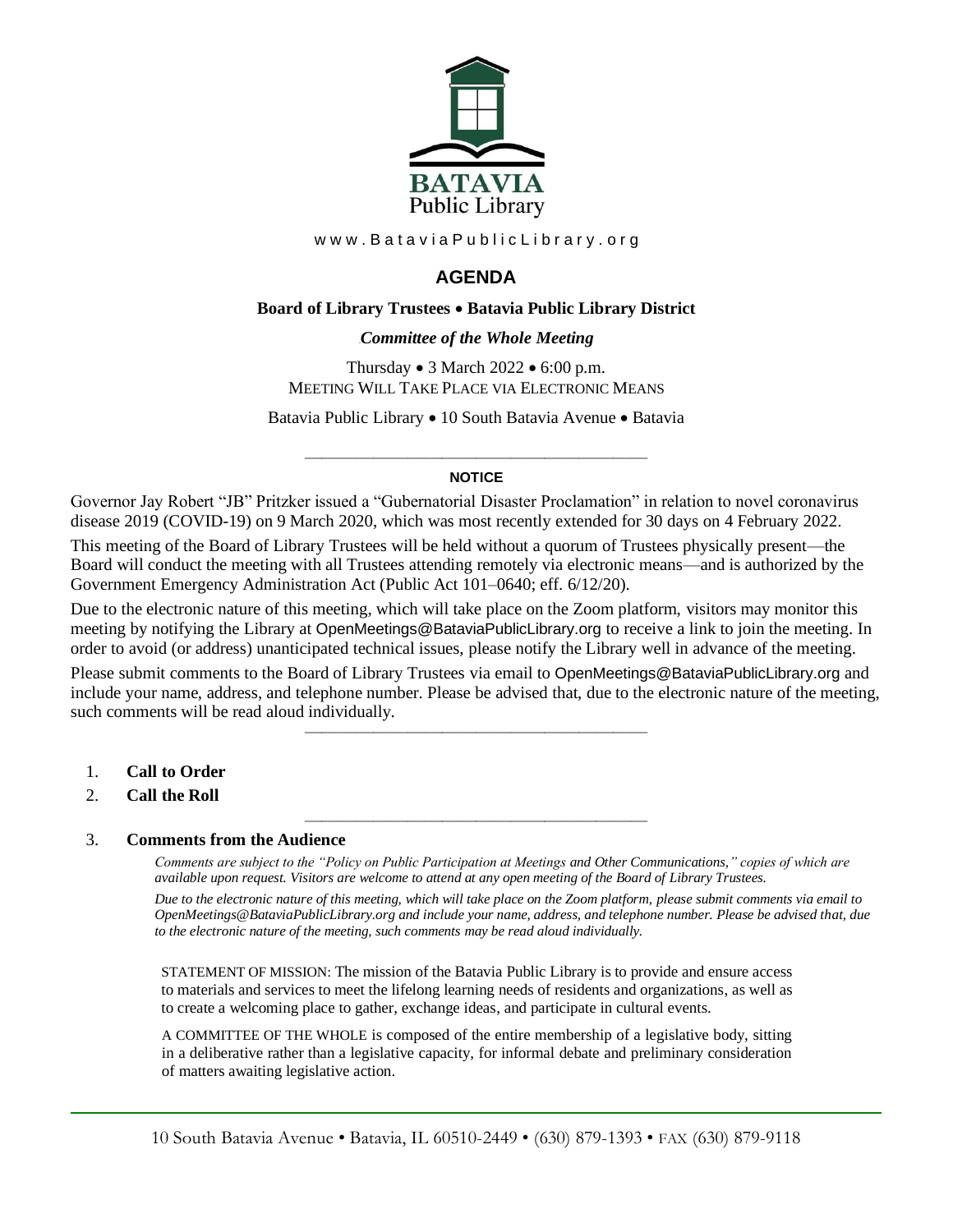**BATAVIA**
Public Library

www.BataviaPublicLibrary.org

# AGENDA

**Board of Library Trustees • Batavia Public Library District**

***Committee of the Whole Meeting***

Thursday • 3 March 2022 • 6:00 p.m.
MEETING WILL TAKE PLACE VIA ELECTRONIC MEANS

Batavia Public Library • 10 South Batavia Avenue • Batavia

---

**NOTICE**

Governor Jay Robert "JB" Pritzker issued a "Gubernatorial Disaster Proclamation" in relation to novel coronavirus disease 2019 (COVID-19) on 9 March 2020, which was most recently extended for 30 days on 4 February 2022.

This meeting of the Board of Library Trustees will be held without a quorum of Trustees physically present—the Board will conduct the meeting with all Trustees attending remotely via electronic means—and is authorized by the Government Emergency Administration Act (Public Act 101–0640; eff. 6/12/20).

Due to the electronic nature of this meeting, which will take place on the Zoom platform, visitors may monitor this meeting by notifying the Library at OpenMeetings@BataviaPublicLibrary.org to receive a link to join the meeting. In order to avoid (or address) unanticipated technical issues, please notify the Library well in advance of the meeting.

Please submit comments to the Board of Library Trustees via email to OpenMeetings@BataviaPublicLibrary.org and include your name, address, and telephone number. Please be advised that, due to the electronic nature of the meeting, such comments will be read aloud individually.

---

1. **Call to Order**
2. **Call the Roll**

---

3. **Comments from the Audience**

   *Comments are subject to the "Policy on Public Participation at Meetings and Other Communications," copies of which are available upon request. Visitors are welcome to attend at any open meeting of the Board of Library Trustees.*

   *Due to the electronic nature of this meeting, which will take place on the Zoom platform, please submit comments via email to OpenMeetings@BataviaPublicLibrary.org and include your name, address, and telephone number. Please be advised that, due to the electronic nature of the meeting, such comments may be read aloud individually.*

   STATEMENT OF MISSION: The mission of the Batavia Public Library is to provide and ensure access to materials and services to meet the lifelong learning needs of residents and organizations, as well as to create a welcoming place to gather, exchange ideas, and participate in cultural events.

   A COMMITTEE OF THE WHOLE is composed of the entire membership of a legislative body, sitting in a deliberative rather than a legislative capacity, for informal debate and preliminary consideration of matters awaiting legislative action.

10 South Batavia Avenue • Batavia, IL 60510-2449 • (630) 879-1393 • FAX (630) 879-9118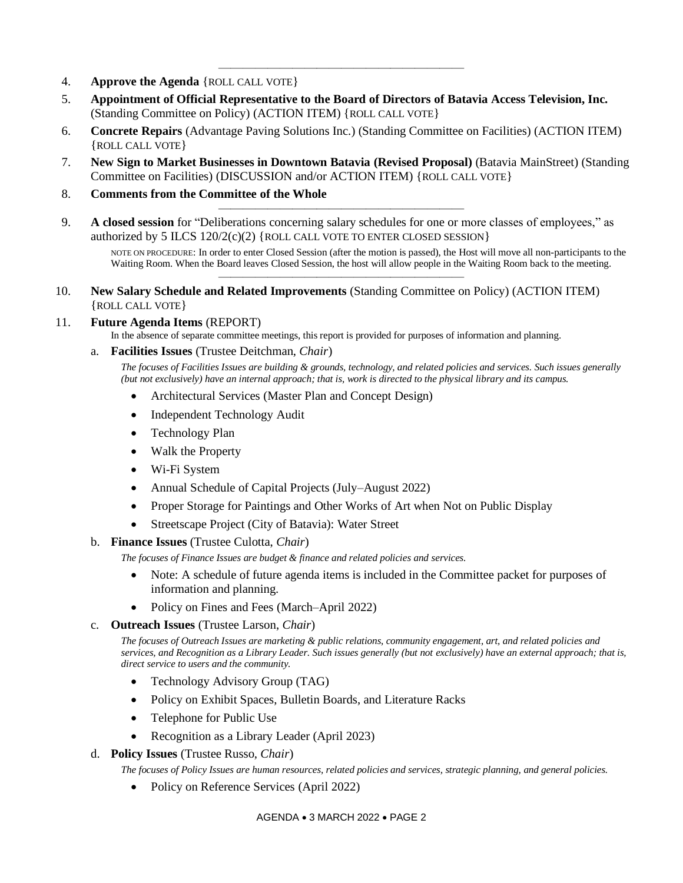---

4. **Approve the Agenda** {ROLL CALL VOTE}
5. **Appointment of Official Representative to the Board of Directors of Batavia Access Television, Inc.** (Standing Committee on Policy) (ACTION ITEM) {ROLL CALL VOTE}
6. **Concrete Repairs** (Advantage Paving Solutions Inc.) (Standing Committee on Facilities) (ACTION ITEM) {ROLL CALL VOTE}
7. **New Sign to Market Businesses in Downtown Batavia (Revised Proposal)** (Batavia MainStreet) (Standing Committee on Facilities) (DISCUSSION and/or ACTION ITEM) {ROLL CALL VOTE}
8. **Comments from the Committee of the Whole**

---

9. **A closed session** for "Deliberations concerning salary schedules for one or more classes of employees," as authorized by 5 ILCS 120/2(c)(2) {ROLL CALL VOTE TO ENTER CLOSED SESSION}

   NOTE ON PROCEDURE: In order to enter Closed Session (after the motion is passed), the Host will move all non-participants to the Waiting Room. When the Board leaves Closed Session, the host will allow people in the Waiting Room back to the meeting.

---

10. **New Salary Schedule and Related Improvements** (Standing Committee on Policy) (ACTION ITEM) {ROLL CALL VOTE}
11. **Future Agenda Items** (REPORT)

    In the absence of separate committee meetings, this report is provided for purposes of information and planning.

    a. **Facilities Issues** (Trustee Deitchman, *Chair*)

    *The focuses of Facilities Issues are building & grounds, technology, and related policies and services. Such issues generally (but not exclusively) have an internal approach; that is, work is directed to the physical library and its campus.*

    - Architectural Services (Master Plan and Concept Design)
    - Independent Technology Audit
    - Technology Plan
    - Walk the Property
    - Wi-Fi System
    - Annual Schedule of Capital Projects (July–August 2022)
    - Proper Storage for Paintings and Other Works of Art when Not on Public Display
    - Streetscape Project (City of Batavia): Water Street

    b. **Finance Issues** (Trustee Culotta, *Chair*)

    *The focuses of Finance Issues are budget & finance and related policies and services.*

    - Note: A schedule of future agenda items is included in the Committee packet for purposes of information and planning.
    - Policy on Fines and Fees (March–April 2022)

    c. **Outreach Issues** (Trustee Larson, *Chair*)

    *The focuses of Outreach Issues are marketing & public relations, community engagement, art, and related policies and services, and Recognition as a Library Leader. Such issues generally (but not exclusively) have an external approach; that is, direct service to users and the community.*

    - Technology Advisory Group (TAG)
    - Policy on Exhibit Spaces, Bulletin Boards, and Literature Racks
    - Telephone for Public Use
    - Recognition as a Library Leader (April 2023)

    d. **Policy Issues** (Trustee Russo, *Chair*)

    *The focuses of Policy Issues are human resources, related policies and services, strategic planning, and general policies.*

    - Policy on Reference Services (April 2022)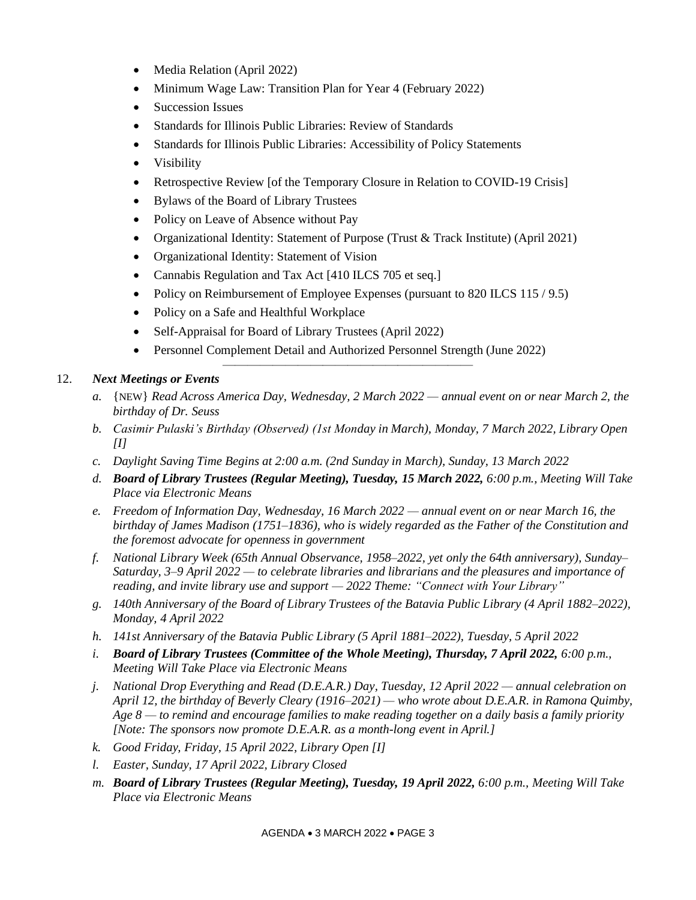- Media Relation (April 2022)
- Minimum Wage Law: Transition Plan for Year 4 (February 2022)
- Succession Issues
- Standards for Illinois Public Libraries: Review of Standards
- Standards for Illinois Public Libraries: Accessibility of Policy Statements
- Visibility
- Retrospective Review [of the Temporary Closure in Relation to COVID-19 Crisis]
- Bylaws of the Board of Library Trustees
- Policy on Leave of Absence without Pay
- Organizational Identity: Statement of Purpose (Trust & Track Institute) (April 2021)
- Organizational Identity: Statement of Vision
- Cannabis Regulation and Tax Act [410 ILCS 705 et seq.]
- Policy on Reimbursement of Employee Expenses (pursuant to 820 ILCS 115 / 9.5)
- Policy on a Safe and Healthful Workplace
- Self-Appraisal for Board of Library Trustees (April 2022)
- Personnel Complement Detail and Authorized Personnel Strength (June 2022)

---

12. ***Next Meetings or Events***

    a. {NEW} *Read Across America Day, Wednesday, 2 March 2022 — annual event on or near March 2, the birthday of Dr. Seuss*

    b. *Casimir Pulaski's Birthday (Observed) (1st Monday in March), Monday, 7 March 2022, Library Open [I]*

    c. *Daylight Saving Time Begins at 2:00 a.m. (2nd Sunday in March), Sunday, 13 March 2022*

    d. ***Board of Library Trustees (Regular Meeting), Tuesday, 15 March 2022,*** *6:00 p.m., Meeting Will Take Place via Electronic Means*

    e. *Freedom of Information Day, Wednesday, 16 March 2022 — annual event on or near March 16, the birthday of James Madison (1751–1836), who is widely regarded as the Father of the Constitution and the foremost advocate for openness in government*

    f. *National Library Week (65th Annual Observance, 1958–2022, yet only the 64th anniversary), Sunday–Saturday, 3–9 April 2022 — to celebrate libraries and librarians and the pleasures and importance of reading, and invite library use and support — 2022 Theme: "Connect with Your Library"*

    g. *140th Anniversary of the Board of Library Trustees of the Batavia Public Library (4 April 1882–2022), Monday, 4 April 2022*

    h. *141st Anniversary of the Batavia Public Library (5 April 1881–2022), Tuesday, 5 April 2022*

    i. ***Board of Library Trustees (Committee of the Whole Meeting), Thursday, 7 April 2022,*** *6:00 p.m., Meeting Will Take Place via Electronic Means*

    j. *National Drop Everything and Read (D.E.A.R.) Day, Tuesday, 12 April 2022 — annual celebration on April 12, the birthday of Beverly Cleary (1916–2021) — who wrote about D.E.A.R. in Ramona Quimby, Age 8 — to remind and encourage families to make reading together on a daily basis a family priority [Note: The sponsors now promote D.E.A.R. as a month-long event in April.]*

    k. *Good Friday, Friday, 15 April 2022, Library Open [I]*

    l. *Easter, Sunday, 17 April 2022, Library Closed*

    m. ***Board of Library Trustees (Regular Meeting), Tuesday, 19 April 2022,*** *6:00 p.m., Meeting Will Take Place via Electronic Means*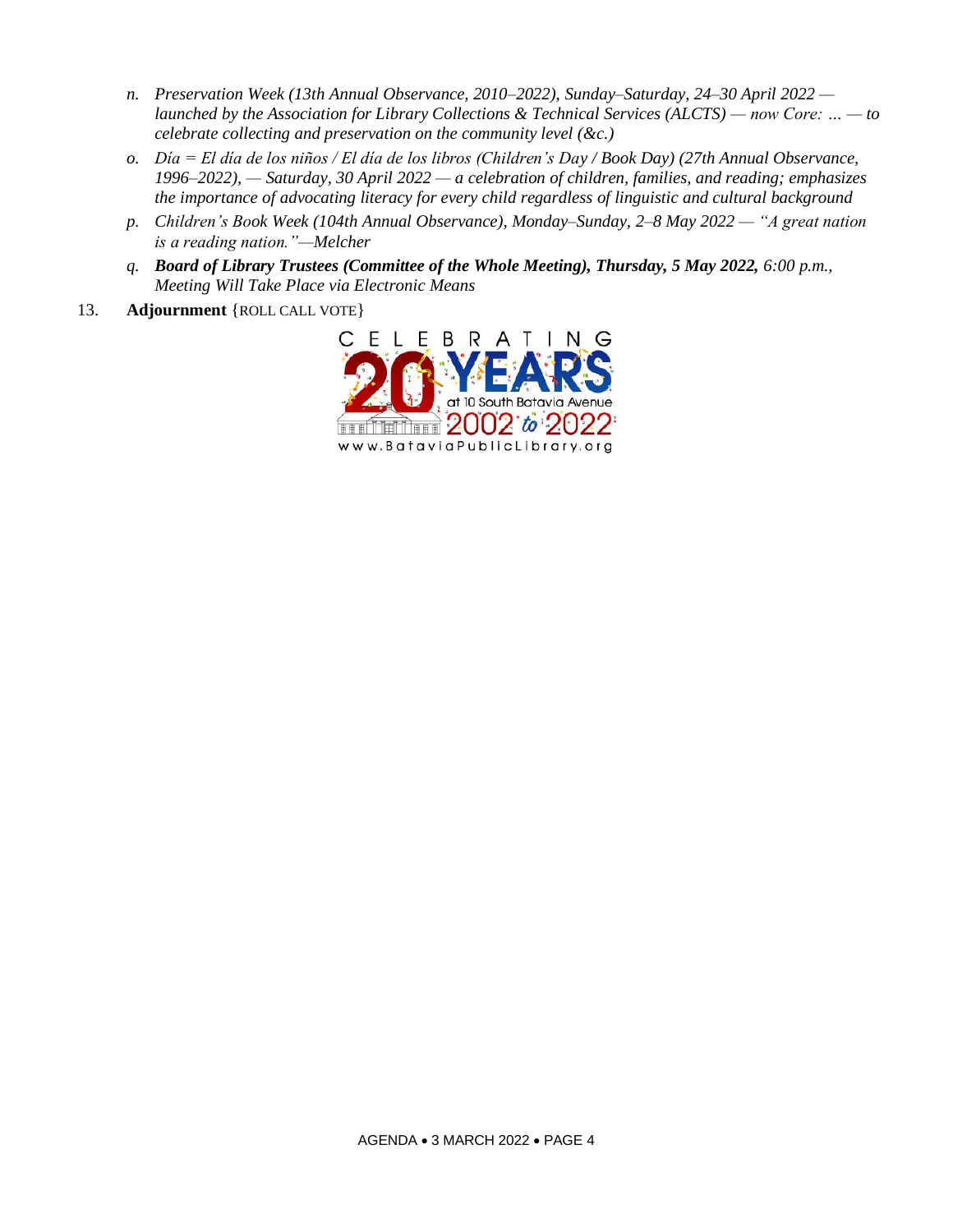n. *Preservation Week (13th Annual Observance, 2010–2022), Sunday–Saturday, 24–30 April 2022 — launched by the Association for Library Collections & Technical Services (ALCTS) — now Core: … — to celebrate collecting and preservation on the community level (&c.)*
o. *Día = El día de los niños / El día de los libros (Children's Day / Book Day) (27th Annual Observance, 1996–2022), — Saturday, 30 April 2022 — a celebration of children, families, and reading; emphasizes the importance of advocating literacy for every child regardless of linguistic and cultural background*
p. *Children's Book Week (104th Annual Observance), Monday–Sunday, 2–8 May 2022 — "A great nation is a reading nation."—Melcher*
q. ***Board of Library Trustees (Committee of the Whole Meeting), Thursday, 5 May 2022,** 6:00 p.m., Meeting Will Take Place via Electronic Means*

13. **Adjournment** {ROLL CALL VOTE}

CELEBRATING 20 YEARS at 10 South Batavia Avenue 2002 to 2022
www.BataviaPublicLibrary.org